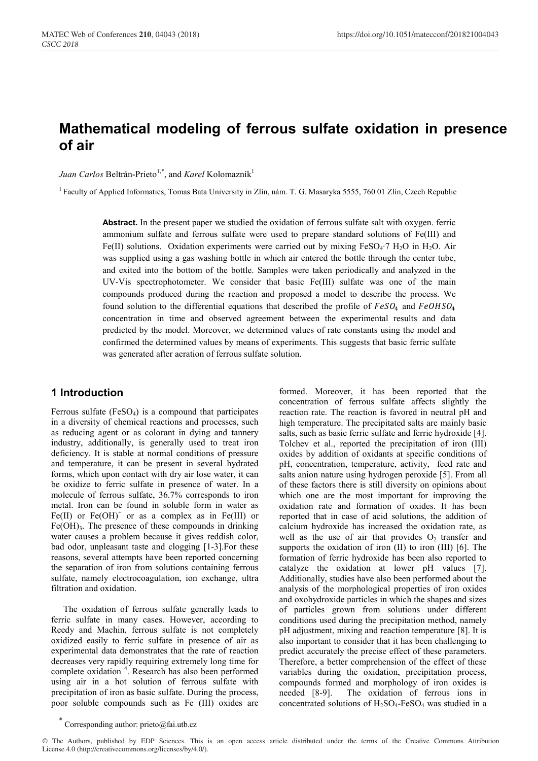# Mathematical modeling of ferrous sulfate oxidation in presence of air

*Juan Carlos* Beltrán-Prieto[1,*], and *Karel* Kolomazník[1]

[1] Faculty of Applied Informatics, Tomas Bata University in Zlín, nám. T. G. Masaryka 5555, 760 01 Zlín, Czech Republic

**Abstract.** In the present paper we studied the oxidation of ferrous sulfate salt with oxygen. ferric ammonium sulfate and ferrous sulfate were used to prepare standard solutions of Fe(III) and Fe(II) solutions. Oxidation experiments were carried out by mixing $FeSO_4 \cdot 7\ H_2O$ in $H_2O$. Air was supplied using a gas washing bottle in which air entered the bottle through the center tube, and exited into the bottom of the bottle. Samples were taken periodically and analyzed in the UV-Vis spectrophotometer. We consider that basic Fe(III) sulfate was one of the main compounds produced during the reaction and proposed a model to describe the process. We found solution to the differential equations that described the profile of $FeSO_4$ and $FeOHSO_4$ concentration in time and observed agreement between the experimental results and data predicted by the model. Moreover, we determined values of rate constants using the model and confirmed the determined values by means of experiments. This suggests that basic ferric sulfate was generated after aeration of ferrous sulfate solution.

## 1 Introduction

Ferrous sulfate ($FeSO_4$) is a compound that participates in a diversity of chemical reactions and processes, such as reducing agent or as colorant in dying and tannery industry, additionally, is generally used to treat iron deficiency. It is stable at normal conditions of pressure and temperature, it can be present in several hydrated forms, which upon contact with dry air lose water, it can be oxidize to ferric sulfate in presence of water. In a molecule of ferrous sulfate, 36.7% corresponds to iron metal. Iron can be found in soluble form in water as Fe(II) or $Fe(OH)^+$ or as a complex as in Fe(III) or $Fe(OH)_3$. The presence of these compounds in drinking water causes a problem because it gives reddish color, bad odor, unpleasant taste and clogging [1-3].For these reasons, several attempts have been reported concerning the separation of iron from solutions containing ferrous sulfate, namely electrocoagulation, ion exchange, ultra filtration and oxidation.

The oxidation of ferrous sulfate generally leads to ferric sulfate in many cases. However, according to Reedy and Machin, ferrous sulfate is not completely oxidized easily to ferric sulfate in presence of air as experimental data demonstrates that the rate of reaction decreases very rapidly requiring extremely long time for complete oxidation [4]. Research has also been performed using air in a hot solution of ferrous sulfate with precipitation of iron as basic sulfate. During the process, poor soluble compounds such as Fe (III) oxides are formed. Moreover, it has been reported that the concentration of ferrous sulfate affects slightly the reaction rate. The reaction is favored in neutral pH and high temperature. The precipitated salts are mainly basic salts, such as basic ferric sulfate and ferric hydroxide [4]. Tolchev et al., reported the precipitation of iron (III) oxides by addition of oxidants at specific conditions of pH, concentration, temperature, activity, feed rate and salts anion nature using hydrogen peroxide [5]. From all of these factors there is still diversity on opinions about which one are the most important for improving the oxidation rate and formation of oxides. It has been reported that in case of acid solutions, the addition of calcium hydroxide has increased the oxidation rate, as well as the use of air that provides $O_2$ transfer and supports the oxidation of iron (II) to iron (III) [6]. The formation of ferric hydroxide has been also reported to catalyze the oxidation at lower pH values [7]. Additionally, studies have also been performed about the analysis of the morphological properties of iron oxides and oxohydroxide particles in which the shapes and sizes of particles grown from solutions under different conditions used during the precipitation method, namely pH adjustment, mixing and reaction temperature [8]. It is also important to consider that it has been challenging to predict accurately the precise effect of these parameters. Therefore, a better comprehension of the effect of these variables during the oxidation, precipitation process, compounds formed and morphology of iron oxides is needed [8-9]. The oxidation of ferrous ions in concentrated solutions of $H_2SO_4$-$FeSO_4$ was studied in a

[*] Corresponding author: prieto@fai.utb.cz

© The Authors, published by EDP Sciences. This is an open access article distributed under the terms of the Creative Commons Attribution License 4.0 (http://creativecommons.org/licenses/by/4.0/).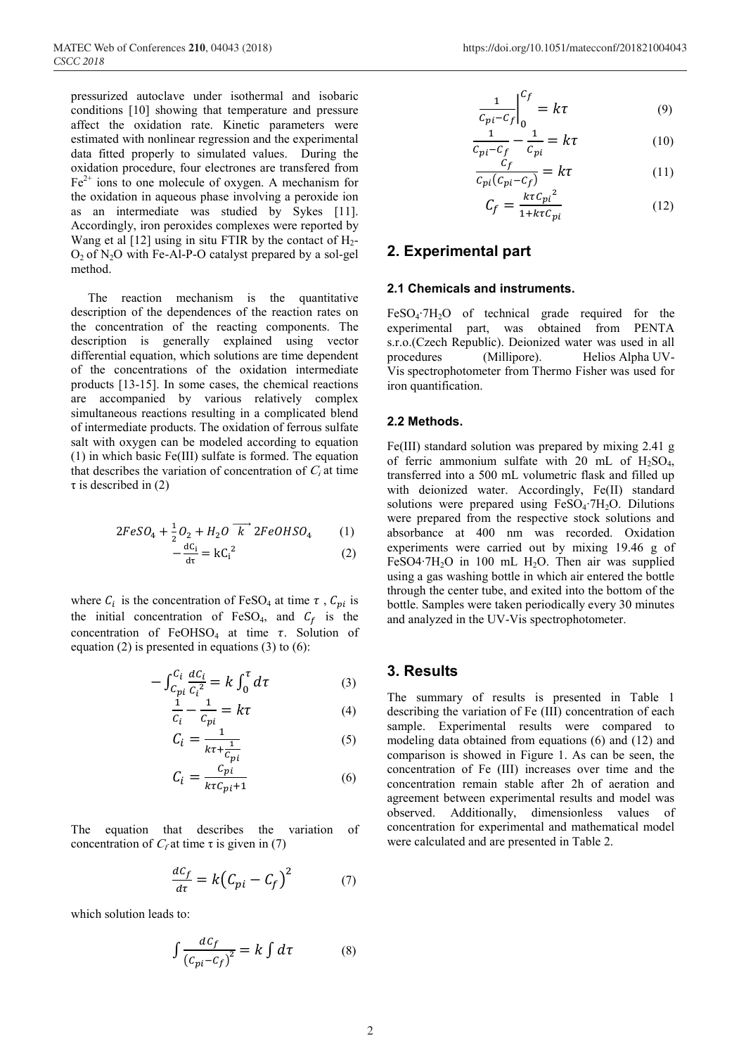pressurized autoclave under isothermal and isobaric conditions [10] showing that temperature and pressure affect the oxidation rate. Kinetic parameters were estimated with nonlinear regression and the experimental data fitted properly to simulated values. During the oxidation procedure, four electrones are transfered from $Fe^{2+}$ ions to one molecule of oxygen. A mechanism for the oxidation in aqueous phase involving a peroxide ion as an intermediate was studied by Sykes [11]. Accordingly, iron peroxides complexes were reported by Wang et al [12] using in situ FTIR by the contact of $H_2$-$O_2$ of $N_2O$ with Fe-Al-P-O catalyst prepared by a sol-gel method.

The reaction mechanism is the quantitative description of the dependences of the reaction rates on the concentration of the reacting components. The description is generally explained using vector differential equation, which solutions are time dependent of the concentrations of the oxidation intermediate products [13-15]. In some cases, the chemical reactions are accompanied by various relatively complex simultaneous reactions resulting in a complicated blend of intermediate products. The oxidation of ferrous sulfate salt with oxygen can be modeled according to equation (1) in which basic Fe(III) sulfate is formed. The equation that describes the variation of concentration of $C_i$ at time τ is described in (2)

$$2FeSO_4 + \frac{1}{2}O_2 + H_2O \overrightarrow{\;k\;} 2FeOHSO_4 \tag{1}$$

$$-\frac{dC_i}{d\tau} = kC_i^2 \tag{2}$$

where $C_i$ is the concentration of $FeSO_4$ at time $\tau$ , $C_{pi}$ is the initial concentration of $FeSO_4$, and $C_f$ is the concentration of $FeOHSO_4$ at time $\tau$. Solution of equation (2) is presented in equations (3) to (6):

$$-\int_{C_{pi}}^{C_i} \frac{dC_i}{C_i^2} = k\int_0^{\tau} d\tau \tag{3}$$

$$\frac{1}{C_i} - \frac{1}{C_{pi}} = k\tau \tag{4}$$

$$C_i = \frac{1}{k\tau + \frac{1}{C_{pi}}} \tag{5}$$

$$C_i = \frac{C_{pi}}{k\tau C_{pi} + 1} \tag{6}$$

The equation that describes the variation of concentration of $C_f$ at time τ is given in (7)

$$\frac{dC_f}{d\tau} = k\left(C_{pi} - C_f\right)^2 \tag{7}$$

which solution leads to:

$$\int \frac{dC_f}{\left(C_{pi} - C_f\right)^2} = k\int d\tau \tag{8}$$

$$\left.\frac{1}{C_{pi} - C_f}\right|_0^{C_f} = k\tau \tag{9}$$

$$\frac{1}{C_{pi} - C_f} - \frac{1}{C_{pi}} = k\tau \tag{10}$$

$$\frac{C_f}{C_{pi}\left(C_{pi} - C_f\right)} = k\tau \tag{11}$$

$$C_f = \frac{k\tau C_{pi}^2}{1 + k\tau C_{pi}} \tag{12}$$

## 2. Experimental part

### 2.1 Chemicals and instruments.

$FeSO_4{\cdot}7H_2O$ of technical grade required for the experimental part, was obtained from PENTA s.r.o.(Czech Republic). Deionized water was used in all procedures (Millipore). Helios Alpha UV-Vis spectrophotometer from Thermo Fisher was used for iron quantification.

### 2.2 Methods.

Fe(III) standard solution was prepared by mixing 2.41 g of ferric ammonium sulfate with 20 mL of $H_2SO_4$, transferred into a 500 mL volumetric flask and filled up with deionized water. Accordingly, Fe(II) standard solutions were prepared using $FeSO_4{\cdot}7H_2O$. Dilutions were prepared from the respective stock solutions and absorbance at 400 nm was recorded. Oxidation experiments were carried out by mixing 19.46 g of $FeSO_4{\cdot}7H_2O$ in 100 mL $H_2O$. Then air was supplied using a gas washing bottle in which air entered the bottle through the center tube, and exited into the bottom of the bottle. Samples were taken periodically every 30 minutes and analyzed in the UV-Vis spectrophotometer.

## 3. Results

The summary of results is presented in Table 1 describing the variation of Fe (III) concentration of each sample. Experimental results were compared to modeling data obtained from equations (6) and (12) and comparison is showed in Figure 1. As can be seen, the concentration of Fe (III) increases over time and the concentration remain stable after 2h of aeration and agreement between experimental results and model was observed. Additionally, dimensionless values of concentration for experimental and mathematical model were calculated and are presented in Table 2.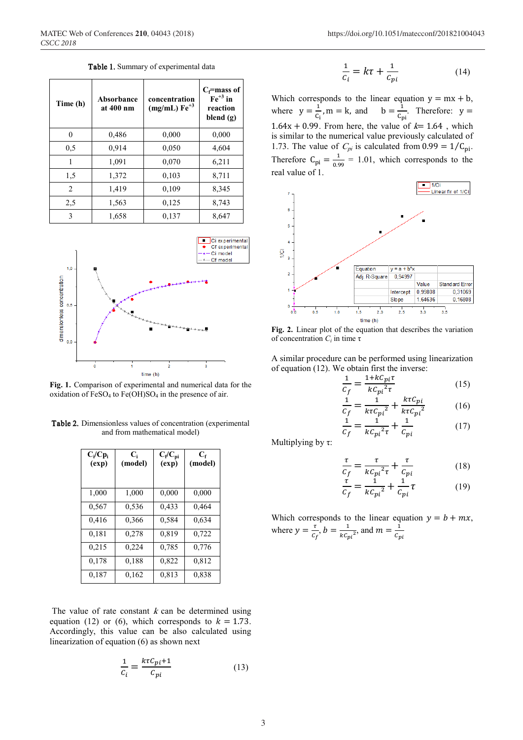**Table 1.** Summary of experimental data

| Time (h) | Absorbance at 400 nm | concentration (mg/mL) $Fe^{+3}$ | $C_f$=mass of $Fe^{+3}$ in reaction blend (g) |
|---|---|---|---|
| 0 | 0,486 | 0,000 | 0,000 |
| 0,5 | 0,914 | 0,050 | 4,604 |
| 1 | 1,091 | 0,070 | 6,211 |
| 1,5 | 1,372 | 0,103 | 8,711 |
| 2 | 1,419 | 0,109 | 8,345 |
| 2,5 | 1,563 | 0,125 | 8,743 |
| 3 | 1,658 | 0,137 | 8,647 |

**Fig. 1.** Comparison of experimental and numerical data for the oxidation of $FeSO_4$ to $Fe(OH)SO_4$ in the presence of air.

**Table 2.** Dimensionless values of concentration (experimental and from mathematical model)

| $C_i/Cp_i$ (exp) | $C_i$ (model) | $C_f/C_{pi}$ (exp) | $C_f$ (model) |
|---|---|---|---|
| 1,000 | 1,000 | 0,000 | 0,000 |
| 0,567 | 0,536 | 0,433 | 0,464 |
| 0,416 | 0,366 | 0,584 | 0,634 |
| 0,181 | 0,278 | 0,819 | 0,722 |
| 0,215 | 0,224 | 0,785 | 0,776 |
| 0,178 | 0,188 | 0,822 | 0,812 |
| 0,187 | 0,162 | 0,813 | 0,838 |

The value of rate constant $k$ can be determined using equation (12) or (6), which corresponds to $k = 1.73$. Accordingly, this value can be also calculated using linearization of equation (6) as shown next

$$\frac{1}{C_i} = \frac{k\tau C_{pi}+1}{C_{pi}} \tag{13}$$

$$\frac{1}{C_i} = k\tau + \frac{1}{C_{pi}} \tag{14}$$

Which corresponds to the linear equation $y = mx + b$, where $y = \frac{1}{C_i}$, $m = k$, and $b = \frac{1}{C_{pi}}$. Therefore: $y = 1.64x + 0.99$. From here, the value of $k$= 1.64 , which is similar to the numerical value previously calculated of 1.73. The value of $C_{pi}$ is calculated from $0.99 = 1/C_{pi}$. Therefore $C_{pi} = \frac{1}{0.99} = 1.01$, which corresponds to the real value of 1.

**Fig. 2.** Linear plot of the equation that describes the variation of concentration $C_i$ in time $\tau$

A similar procedure can be performed using linearization of equation (12). We obtain first the inverse:

$$\frac{1}{C_f} = \frac{1+kC_{pi}\tau}{kC_{pi}{}^2\tau} \tag{15}$$

$$\frac{1}{C_f} = \frac{1}{k\tau C_{pi}{}^2} + \frac{k\tau C_{pi}}{k\tau C_{pi}{}^2} \tag{16}$$

$$\frac{1}{C_f} = \frac{1}{kC_{pi}{}^2\tau} + \frac{1}{C_{pi}} \tag{17}$$

Multiplying by $\tau$:

$$\frac{\tau}{C_f} = \frac{\tau}{kC_{pi}{}^2\tau} + \frac{\tau}{C_{pi}} \tag{18}$$

$$\frac{\tau}{C_f} = \frac{1}{kC_{pi}{}^2} + \frac{1}{C_{pi}}\tau \tag{19}$$

Which corresponds to the linear equation $y = b + mx$, where $y = \frac{\tau}{C_f}$, $b = \frac{1}{kC_{pi}{}^2}$, and $m = \frac{1}{C_{pi}}$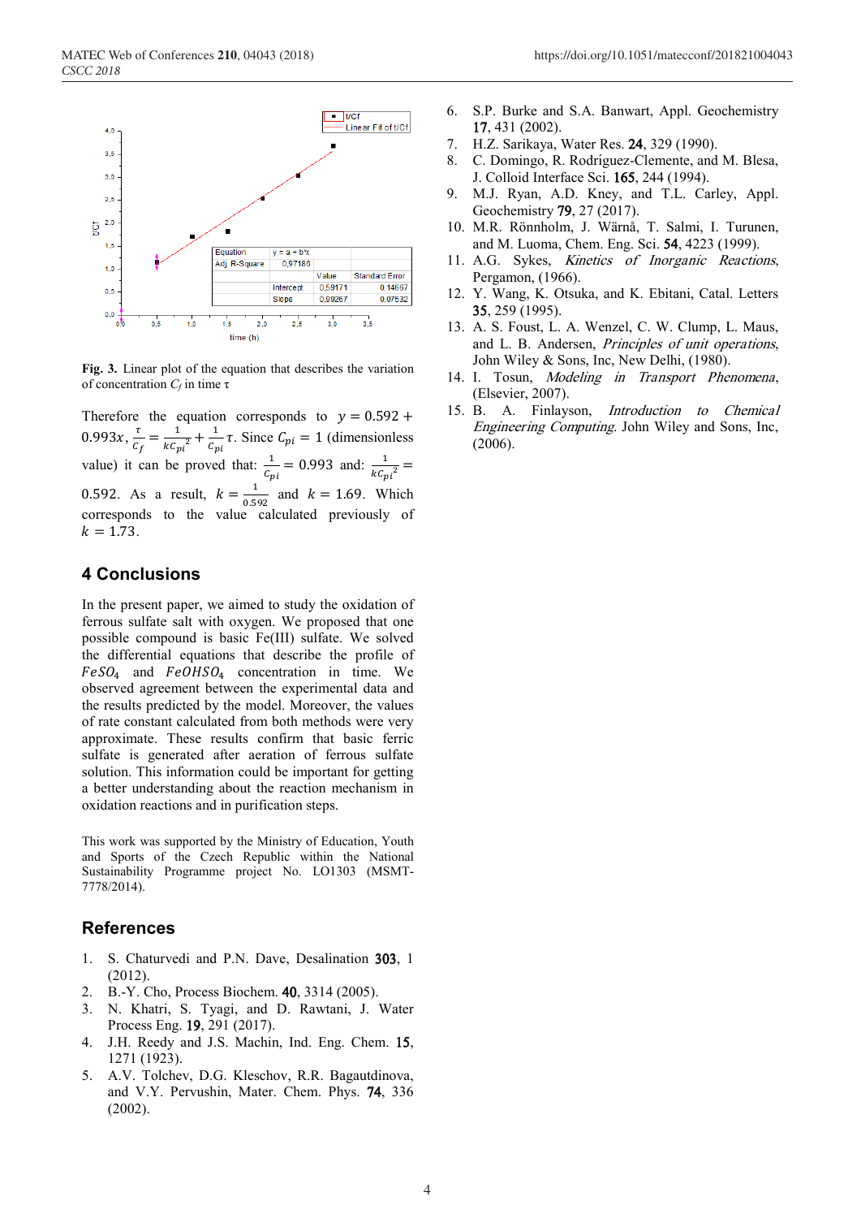4.0
3.5
3.0
2.5
2.0
1.5
1.0
0.5
0.0

t/Cf

0.0 0.5 1.0 1.5 2.0 2.5 3.0 3.5

time (h)

t/Cf
Linear Fit of t/Cf

Equation: y = a + b*x
Adj. R-Square: 0.97186
Intercept — Value: 0.59171, Standard Error: 0.14667
Slope — Value: 0.99267, Standard Error: 0.07532

**Fig. 3.** Linear plot of the equation that describes the variation of concentration $C_f$ in time τ

Therefore the equation corresponds to $y = 0.592 + 0.993x$, $\frac{\tau}{C_f} = \frac{1}{kC_{pi}^2} + \frac{1}{C_{pi}}\tau$. Since $C_{pi} = 1$ (dimensionless value) it can be proved that: $\frac{1}{C_{pi}} = 0.993$ and: $\frac{1}{kC_{pi}^2} = 0.592$. As a result, $k = \frac{1}{0.592}$ and $k = 1.69$. Which corresponds to the value calculated previously of $k = 1.73$.

## 4 Conclusions

In the present paper, we aimed to study the oxidation of ferrous sulfate salt with oxygen. We proposed that one possible compound is basic Fe(III) sulfate. We solved the differential equations that describe the profile of $FeSO_4$ and $FeOHSO_4$ concentration in time. We observed agreement between the experimental data and the results predicted by the model. Moreover, the values of rate constant calculated from both methods were very approximate. These results confirm that basic ferric sulfate is generated after aeration of ferrous sulfate solution. This information could be important for getting a better understanding about the reaction mechanism in oxidation reactions and in purification steps.

This work was supported by the Ministry of Education, Youth and Sports of the Czech Republic within the National Sustainability Programme project No. LO1303 (MSMT-7778/2014).

## References

1. S. Chaturvedi and P.N. Dave, Desalination **303**, 1 (2012).
2. B.-Y. Cho, Process Biochem. **40**, 3314 (2005).
3. N. Khatri, S. Tyagi, and D. Rawtani, J. Water Process Eng. **19**, 291 (2017).
4. J.H. Reedy and J.S. Machin, Ind. Eng. Chem. **15**, 1271 (1923).
5. A.V. Tolchev, D.G. Kleschov, R.R. Bagautdinova, and V.Y. Pervushin, Mater. Chem. Phys. **74**, 336 (2002).
6. S.P. Burke and S.A. Banwart, Appl. Geochemistry **17**, 431 (2002).
7. H.Z. Sarikaya, Water Res. **24**, 329 (1990).
8. C. Domingo, R. Rodríguez-Clemente, and M. Blesa, J. Colloid Interface Sci. **165**, 244 (1994).
9. M.J. Ryan, A.D. Kney, and T.L. Carley, Appl. Geochemistry **79**, 27 (2017).
10. M.R. Rönnholm, J. Wärnå, T. Salmi, I. Turunen, and M. Luoma, Chem. Eng. Sci. **54**, 4223 (1999).
11. A.G. Sykes, *Kinetics of Inorganic Reactions*, Pergamon, (1966).
12. Y. Wang, K. Otsuka, and K. Ebitani, Catal. Letters **35**, 259 (1995).
13. A. S. Foust, L. A. Wenzel, C. W. Clump, L. Maus, and L. B. Andersen, *Principles of unit operations*, John Wiley & Sons, Inc, New Delhi, (1980).
14. I. Tosun, *Modeling in Transport Phenomena*, (Elsevier, 2007).
15. B. A. Finlayson, *Introduction to Chemical Engineering Computing*. John Wiley and Sons, Inc, (2006).